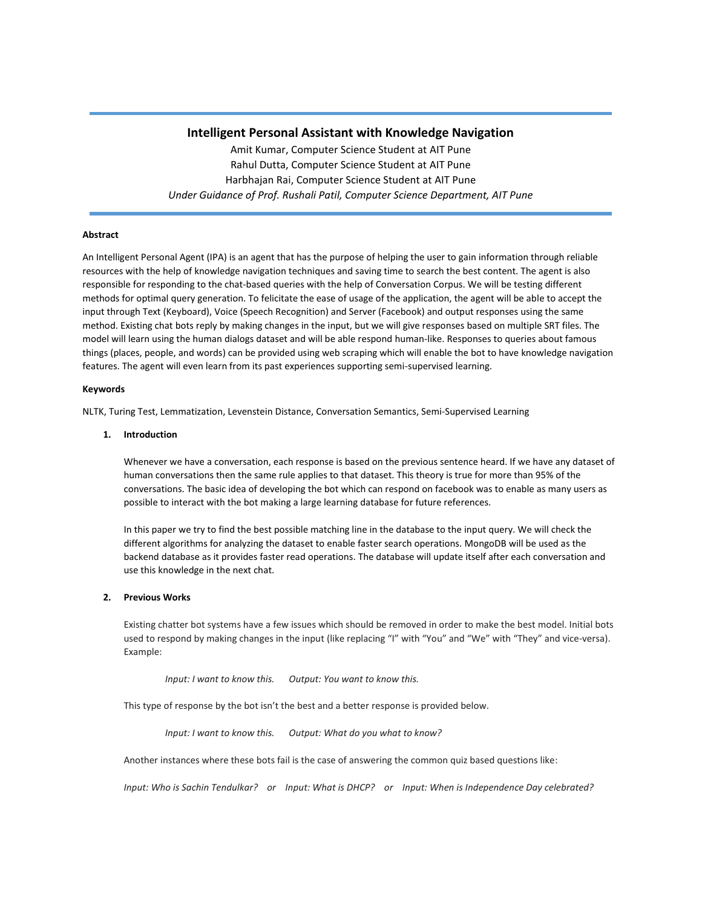# Intelligent Personal Assistant with Knowledge Navigation

Amit Kumar, Computer Science Student at AIT Pune
Rahul Dutta, Computer Science Student at AIT Pune
Harbhajan Rai, Computer Science Student at AIT Pune
*Under Guidance of Prof. Rushali Patil, Computer Science Department, AIT Pune*

**Abstract**

An Intelligent Personal Agent (IPA) is an agent that has the purpose of helping the user to gain information through reliable resources with the help of knowledge navigation techniques and saving time to search the best content. The agent is also responsible for responding to the chat-based queries with the help of Conversation Corpus. We will be testing different methods for optimal query generation. To felicitate the ease of usage of the application, the agent will be able to accept the input through Text (Keyboard), Voice (Speech Recognition) and Server (Facebook) and output responses using the same method. Existing chat bots reply by making changes in the input, but we will give responses based on multiple SRT files. The model will learn using the human dialogs dataset and will be able respond human-like. Responses to queries about famous things (places, people, and words) can be provided using web scraping which will enable the bot to have knowledge navigation features. The agent will even learn from its past experiences supporting semi-supervised learning.

**Keywords**

NLTK, Turing Test, Lemmatization, Levenstein Distance, Conversation Semantics, Semi-Supervised Learning

## 1. Introduction

Whenever we have a conversation, each response is based on the previous sentence heard. If we have any dataset of human conversations then the same rule applies to that dataset. This theory is true for more than 95% of the conversations. The basic idea of developing the bot which can respond on facebook was to enable as many users as possible to interact with the bot making a large learning database for future references.

In this paper we try to find the best possible matching line in the database to the input query. We will check the different algorithms for analyzing the dataset to enable faster search operations. MongoDB will be used as the backend database as it provides faster read operations. The database will update itself after each conversation and use this knowledge in the next chat.

## 2. Previous Works

Existing chatter bot systems have a few issues which should be removed in order to make the best model. Initial bots used to respond by making changes in the input (like replacing "I" with "You" and "We" with "They" and vice-versa). Example:

*Input: I want to know this.*     *Output: You want to know this.*

This type of response by the bot isn't the best and a better response is provided below.

*Input: I want to know this.*     *Output: What do you what to know?*

Another instances where these bots fail is the case of answering the common quiz based questions like:

*Input: Who is Sachin Tendulkar?*   or   *Input: What is DHCP?*   or   *Input: When is Independence Day celebrated?*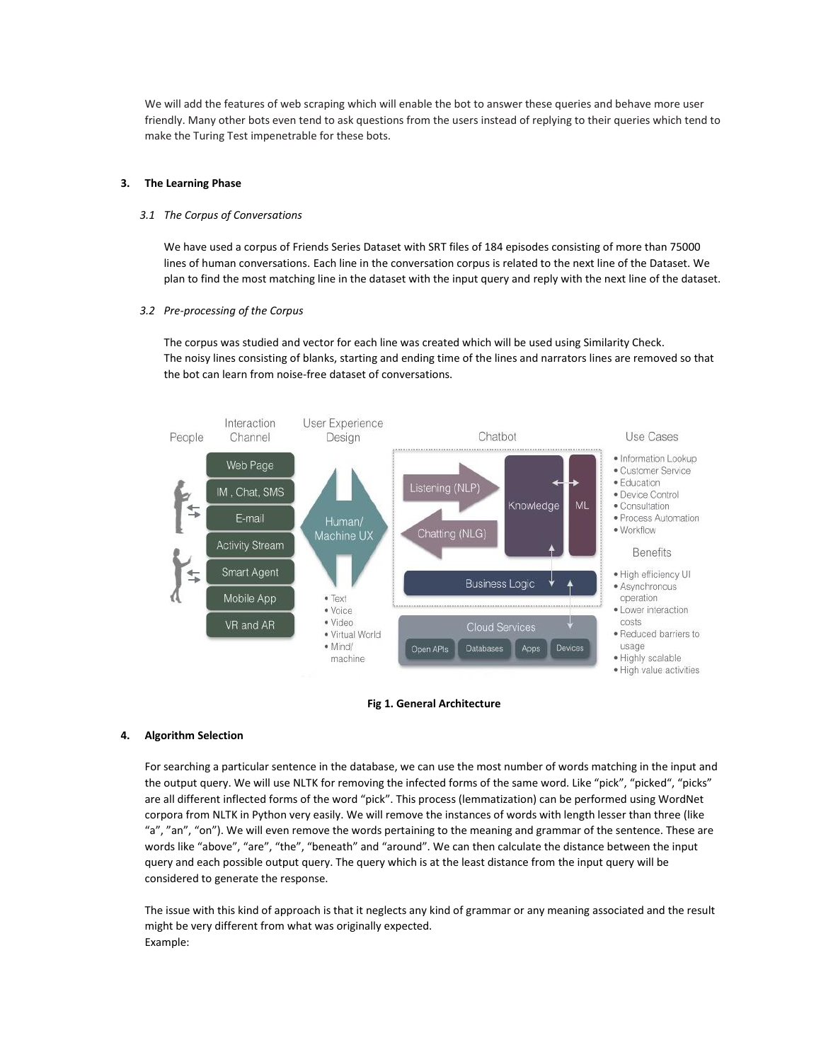We will add the features of web scraping which will enable the bot to answer these queries and behave more user friendly. Many other bots even tend to ask questions from the users instead of replying to their queries which tend to make the Turing Test impenetrable for these bots.

## 3. The Learning Phase

### *3.1 The Corpus of Conversations*

We have used a corpus of Friends Series Dataset with SRT files of 184 episodes consisting of more than 75000 lines of human conversations. Each line in the conversation corpus is related to the next line of the Dataset. We plan to find the most matching line in the dataset with the input query and reply with the next line of the dataset.

### *3.2 Pre-processing of the Corpus*

The corpus was studied and vector for each line was created which will be used using Similarity Check.
The noisy lines consisting of blanks, starting and ending time of the lines and narrators lines are removed so that the bot can learn from noise-free dataset of conversations.

**Fig 1. General Architecture**

## 4. Algorithm Selection

For searching a particular sentence in the database, we can use the most number of words matching in the input and the output query. We will use NLTK for removing the infected forms of the same word. Like "pick", "picked", "picks" are all different inflected forms of the word "pick". This process (lemmatization) can be performed using WordNet corpora from NLTK in Python very easily. We will remove the instances of words with length lesser than three (like "a", "an", "on"). We will even remove the words pertaining to the meaning and grammar of the sentence. These are words like "above", "are", "the", "beneath" and "around". We can then calculate the distance between the input query and each possible output query. The query which is at the least distance from the input query will be considered to generate the response.

The issue with this kind of approach is that it neglects any kind of grammar or any meaning associated and the result might be very different from what was originally expected.
Example: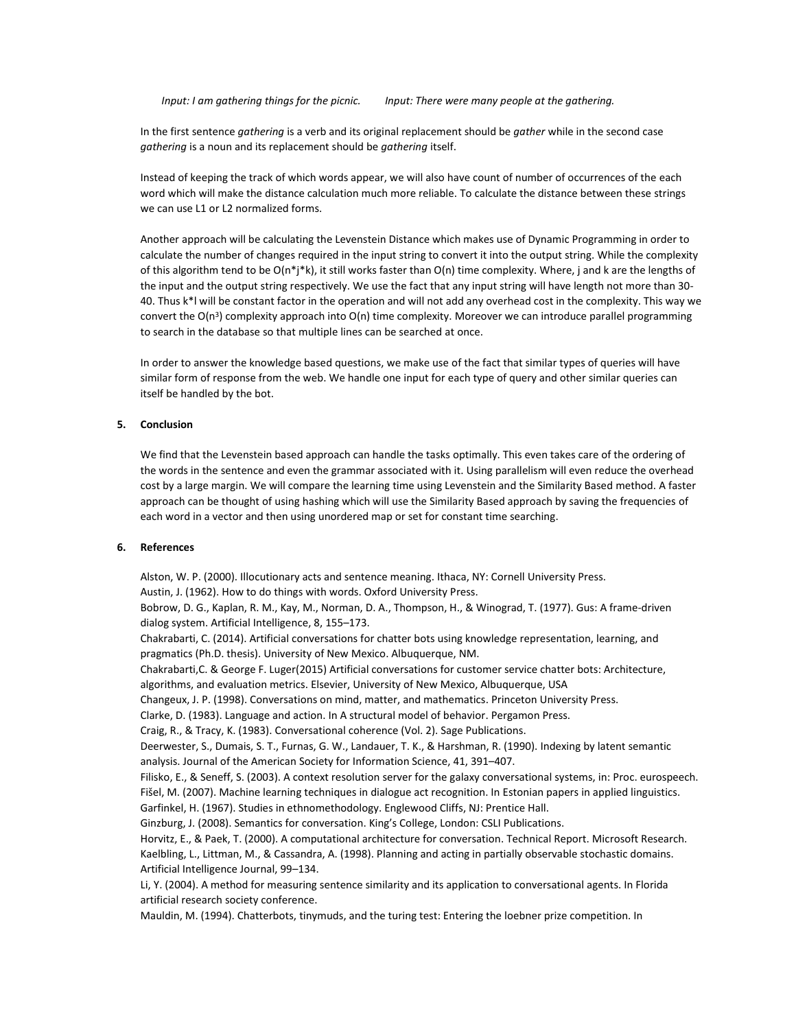*Input: I am gathering things for the picnic.* *Input: There were many people at the gathering.*

In the first sentence *gathering* is a verb and its original replacement should be *gather* while in the second case *gathering* is a noun and its replacement should be *gathering* itself.

Instead of keeping the track of which words appear, we will also have count of number of occurrences of the each word which will make the distance calculation much more reliable. To calculate the distance between these strings we can use L1 or L2 normalized forms.

Another approach will be calculating the Levenstein Distance which makes use of Dynamic Programming in order to calculate the number of changes required in the input string to convert it into the output string. While the complexity of this algorithm tend to be $O(n*j*k)$, it still works faster than $O(n)$ time complexity. Where, j and k are the lengths of the input and the output string respectively. We use the fact that any input string will have length not more than 30-40. Thus $k*l$ will be constant factor in the operation and will not add any overhead cost in the complexity. This way we convert the $O(n^3)$ complexity approach into $O(n)$ time complexity. Moreover we can introduce parallel programming to search in the database so that multiple lines can be searched at once.

In order to answer the knowledge based questions, we make use of the fact that similar types of queries will have similar form of response from the web. We handle one input for each type of query and other similar queries can itself be handled by the bot.

## 5. Conclusion

We find that the Levenstein based approach can handle the tasks optimally. This even takes care of the ordering of the words in the sentence and even the grammar associated with it. Using parallelism will even reduce the overhead cost by a large margin. We will compare the learning time using Levenstein and the Similarity Based method. A faster approach can be thought of using hashing which will use the Similarity Based approach by saving the frequencies of each word in a vector and then using unordered map or set for constant time searching.

## 6. References

Alston, W. P. (2000). Illocutionary acts and sentence meaning. Ithaca, NY: Cornell University Press.
Austin, J. (1962). How to do things with words. Oxford University Press.
Bobrow, D. G., Kaplan, R. M., Kay, M., Norman, D. A., Thompson, H., & Winograd, T. (1977). Gus: A frame-driven dialog system. Artificial Intelligence, 8, 155–173.
Chakrabarti, C. (2014). Artificial conversations for chatter bots using knowledge representation, learning, and pragmatics (Ph.D. thesis). University of New Mexico. Albuquerque, NM.
Chakrabarti,C. & George F. Luger(2015) Artificial conversations for customer service chatter bots: Architecture, algorithms, and evaluation metrics. Elsevier, University of New Mexico, Albuquerque, USA
Changeux, J. P. (1998). Conversations on mind, matter, and mathematics. Princeton University Press.
Clarke, D. (1983). Language and action. In A structural model of behavior. Pergamon Press.
Craig, R., & Tracy, K. (1983). Conversational coherence (Vol. 2). Sage Publications.
Deerwester, S., Dumais, S. T., Furnas, G. W., Landauer, T. K., & Harshman, R. (1990). Indexing by latent semantic analysis. Journal of the American Society for Information Science, 41, 391–407.
Filisko, E., & Seneff, S. (2003). A context resolution server for the galaxy conversational systems, in: Proc. eurospeech.
Fišel, M. (2007). Machine learning techniques in dialogue act recognition. In Estonian papers in applied linguistics.
Garfinkel, H. (1967). Studies in ethnomethodology. Englewood Cliffs, NJ: Prentice Hall.
Ginzburg, J. (2008). Semantics for conversation. King's College, London: CSLI Publications.
Horvitz, E., & Paek, T. (2000). A computational architecture for conversation. Technical Report. Microsoft Research.
Kaelbling, L., Littman, M., & Cassandra, A. (1998). Planning and acting in partially observable stochastic domains. Artificial Intelligence Journal, 99–134.
Li, Y. (2004). A method for measuring sentence similarity and its application to conversational agents. In Florida artificial research society conference.
Mauldin, M. (1994). Chatterbots, tinymuds, and the turing test: Entering the loebner prize competition. In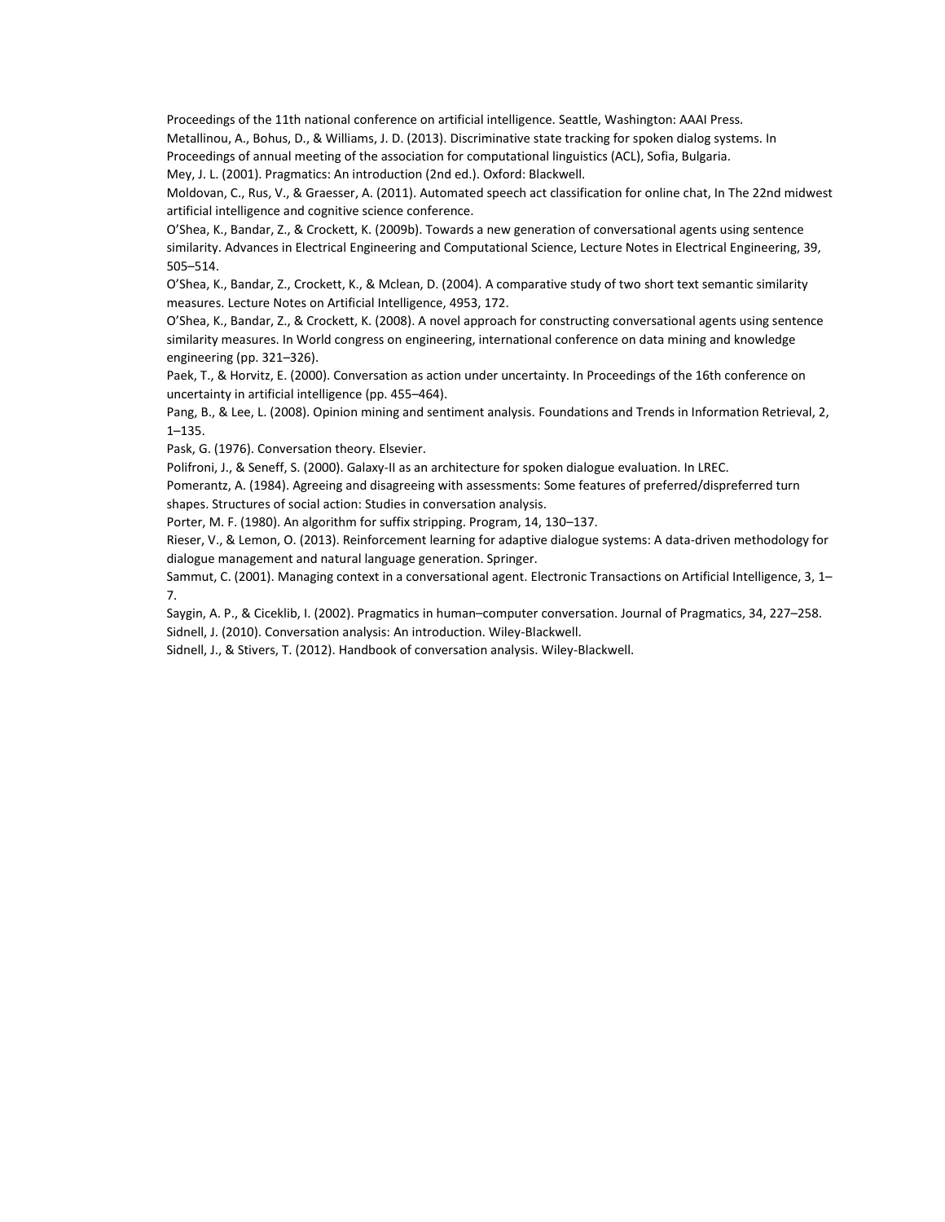Proceedings of the 11th national conference on artificial intelligence. Seattle, Washington: AAAI Press.

Metallinou, A., Bohus, D., & Williams, J. D. (2013). Discriminative state tracking for spoken dialog systems. In Proceedings of annual meeting of the association for computational linguistics (ACL), Sofia, Bulgaria.

Mey, J. L. (2001). Pragmatics: An introduction (2nd ed.). Oxford: Blackwell.

Moldovan, C., Rus, V., & Graesser, A. (2011). Automated speech act classification for online chat, In The 22nd midwest artificial intelligence and cognitive science conference.

O'Shea, K., Bandar, Z., & Crockett, K. (2009b). Towards a new generation of conversational agents using sentence similarity. Advances in Electrical Engineering and Computational Science, Lecture Notes in Electrical Engineering, 39, 505–514.

O'Shea, K., Bandar, Z., Crockett, K., & Mclean, D. (2004). A comparative study of two short text semantic similarity measures. Lecture Notes on Artificial Intelligence, 4953, 172.

O'Shea, K., Bandar, Z., & Crockett, K. (2008). A novel approach for constructing conversational agents using sentence similarity measures. In World congress on engineering, international conference on data mining and knowledge engineering (pp. 321–326).

Paek, T., & Horvitz, E. (2000). Conversation as action under uncertainty. In Proceedings of the 16th conference on uncertainty in artificial intelligence (pp. 455–464).

Pang, B., & Lee, L. (2008). Opinion mining and sentiment analysis. Foundations and Trends in Information Retrieval, 2, 1–135.

Pask, G. (1976). Conversation theory. Elsevier.

Polifroni, J., & Seneff, S. (2000). Galaxy-II as an architecture for spoken dialogue evaluation. In LREC.

Pomerantz, A. (1984). Agreeing and disagreeing with assessments: Some features of preferred/dispreferred turn shapes. Structures of social action: Studies in conversation analysis.

Porter, M. F. (1980). An algorithm for suffix stripping. Program, 14, 130–137.

Rieser, V., & Lemon, O. (2013). Reinforcement learning for adaptive dialogue systems: A data-driven methodology for dialogue management and natural language generation. Springer.

Sammut, C. (2001). Managing context in a conversational agent. Electronic Transactions on Artificial Intelligence, 3, 1–7.

Saygin, A. P., & Ciceklib, I. (2002). Pragmatics in human–computer conversation. Journal of Pragmatics, 34, 227–258.

Sidnell, J. (2010). Conversation analysis: An introduction. Wiley-Blackwell.

Sidnell, J., & Stivers, T. (2012). Handbook of conversation analysis. Wiley-Blackwell.